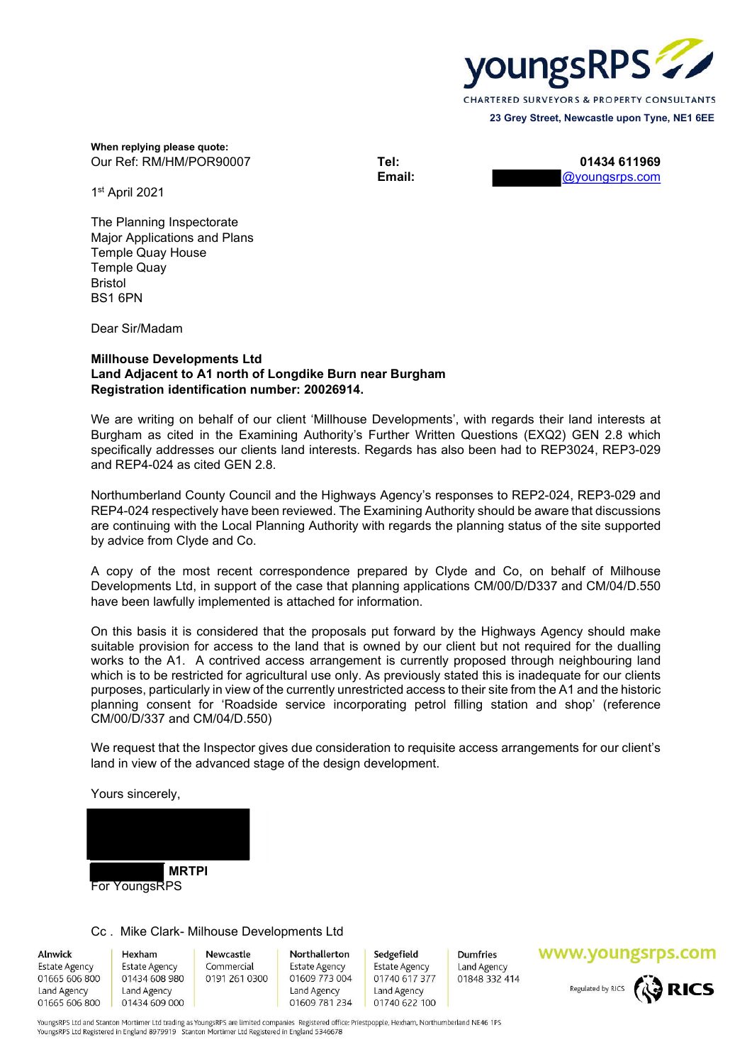youngsRPS

CHARTERED SURVEYORS & PROPERTY CONSULTANTS

**23 Grey Street, Newcastle upon Tyne, NE1 6EE**

**When replying please quote:**
Our Ref: RM/HM/POR90007

**Tel:** **01434 611969**
**Email:** @youngsrps.com

1st April 2021

The Planning Inspectorate
Major Applications and Plans
Temple Quay House
Temple Quay
Bristol
BS1 6PN

Dear Sir/Madam

**Millhouse Developments Ltd**
**Land Adjacent to A1 north of Longdike Burn near Burgham**
**Registration identification number: 20026914.**

We are writing on behalf of our client 'Millhouse Developments', with regards their land interests at Burgham as cited in the Examining Authority's Further Written Questions (EXQ2) GEN 2.8 which specifically addresses our clients land interests. Regards has also been had to REP3024, REP3-029 and REP4-024 as cited GEN 2.8.

Northumberland County Council and the Highways Agency's responses to REP2-024, REP3-029 and REP4-024 respectively have been reviewed. The Examining Authority should be aware that discussions are continuing with the Local Planning Authority with regards the planning status of the site supported by advice from Clyde and Co.

A copy of the most recent correspondence prepared by Clyde and Co, on behalf of Milhouse Developments Ltd, in support of the case that planning applications CM/00/D/D337 and CM/04/D.550 have been lawfully implemented is attached for information.

On this basis it is considered that the proposals put forward by the Highways Agency should make suitable provision for access to the land that is owned by our client but not required for the dualling works to the A1. A contrived access arrangement is currently proposed through neighbouring land which is to be restricted for agricultural use only. As previously stated this is inadequate for our clients purposes, particularly in view of the currently unrestricted access to their site from the A1 and the historic planning consent for 'Roadside service incorporating petrol filling station and shop' (reference CM/00/D/337 and CM/04/D.550)

We request that the Inspector gives due consideration to requisite access arrangements for our client's land in view of the advanced stage of the design development.

Yours sincerely,

**MRTPI**
For YoungsRPS

Cc . Mike Clark- Milhouse Developments Ltd

| Alnwick | Hexham | Newcastle | Northallerton | Sedgefield | Dumfries |
| --- | --- | --- | --- | --- | --- |
| Estate Agency | Estate Agency | Commercial | Estate Agency | Estate Agency | Land Agency |
| 01665 606 800 | 01434 608 980 | 0191 261 0300 | 01609 773 004 | 01740 617 377 | 01848 332 414 |
| Land Agency | Land Agency | | Land Agency | Land Agency | |
| 01665 606 800 | 01434 609 000 | | 01609 781 234 | 01740 622 100 | |

www.youngsrps.com

Regulated by RICS

YoungsRPS Ltd and Stanton Mortimer Ltd trading as YoungsRPS are limited companies Registered office: Priestpopple, Hexham, Northumberland NE46 1PS
YoungsRPS Ltd Registered in England 8979919 Stanton Mortimer Ltd Registered in England 5346678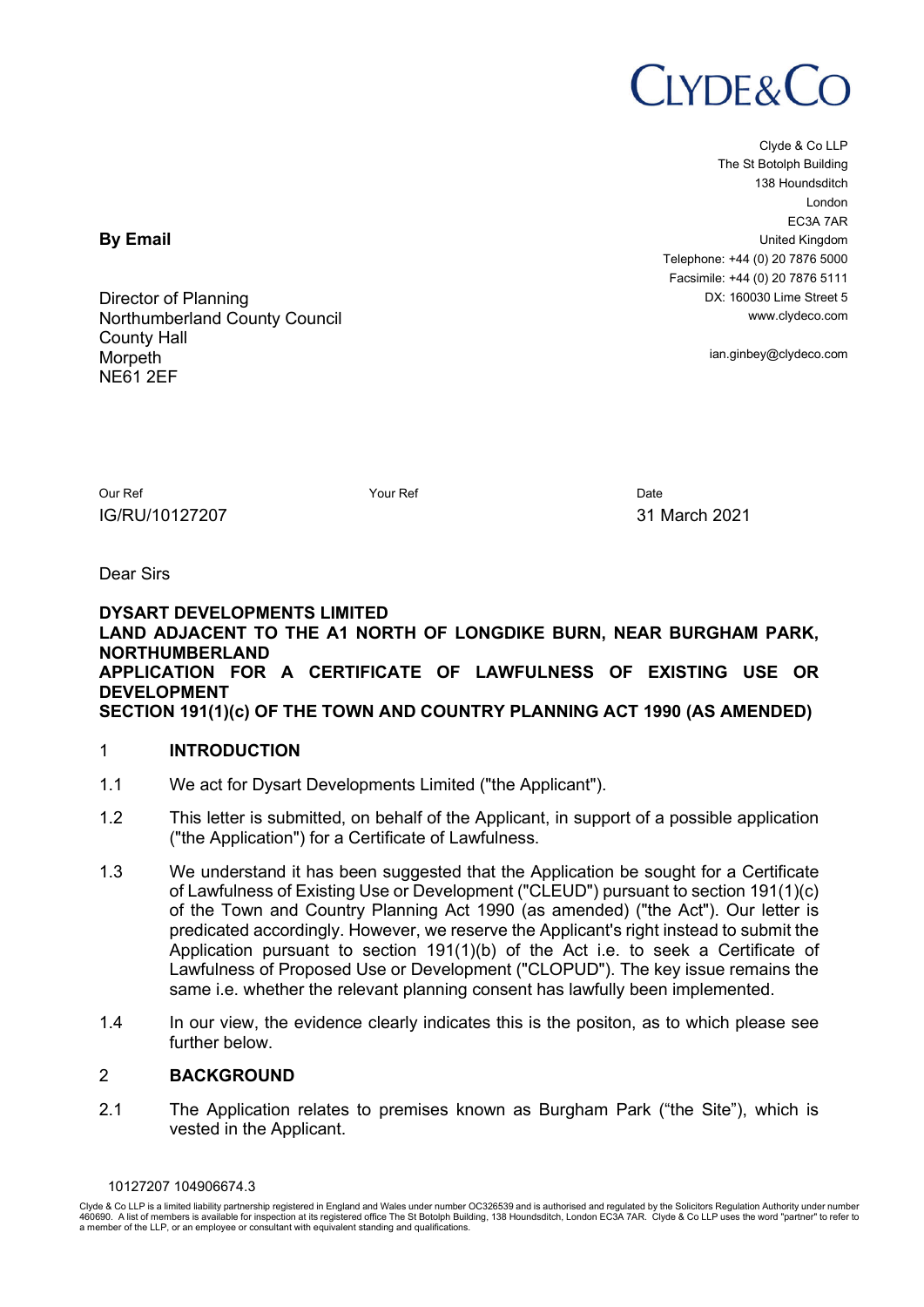**By Email**

Director of Planning
Northumberland County Council
County Hall
Morpeth
NE61 2EF

Clyde & Co LLP
The St Botolph Building
138 Houndsditch
London
EC3A 7AR
United Kingdom
Telephone: +44 (0) 20 7876 5000
Facsimile: +44 (0) 20 7876 5111
DX: 160030 Lime Street 5
www.clydeco.com

ian.ginbey@clydeco.com

| Our Ref | Your Ref | Date |
|---|---|---|
| IG/RU/10127207 | | 31 March 2021 |

Dear Sirs

**DYSART DEVELOPMENTS LIMITED**
**LAND ADJACENT TO THE A1 NORTH OF LONGDIKE BURN, NEAR BURGHAM PARK, NORTHUMBERLAND**
**APPLICATION FOR A CERTIFICATE OF LAWFULNESS OF EXISTING USE OR DEVELOPMENT**
**SECTION 191(1)(c) OF THE TOWN AND COUNTRY PLANNING ACT 1990 (AS AMENDED)**

## 1 INTRODUCTION

1.1 We act for Dysart Developments Limited ("the Applicant").

1.2 This letter is submitted, on behalf of the Applicant, in support of a possible application ("the Application") for a Certificate of Lawfulness.

1.3 We understand it has been suggested that the Application be sought for a Certificate of Lawfulness of Existing Use or Development ("CLEUD") pursuant to section 191(1)(c) of the Town and Country Planning Act 1990 (as amended) ("the Act"). Our letter is predicated accordingly. However, we reserve the Applicant's right instead to submit the Application pursuant to section 191(1)(b) of the Act i.e. to seek a Certificate of Lawfulness of Proposed Use or Development ("CLOPUD"). The key issue remains the same i.e. whether the relevant planning consent has lawfully been implemented.

1.4 In our view, the evidence clearly indicates this is the positon, as to which please see further below.

## 2 BACKGROUND

2.1 The Application relates to premises known as Burgham Park ("the Site"), which is vested in the Applicant.

10127207 104906674.3

Clyde & Co LLP is a limited liability partnership registered in England and Wales under number OC326539 and is authorised and regulated by the Solicitors Regulation Authority under number 460690. A list of members is available for inspection at its registered office The St Botolph Building, 138 Houndsditch, London EC3A 7AR. Clyde & Co LLP uses the word "partner" to refer to a member of the LLP, or an employee or consultant with equivalent standing and qualifications.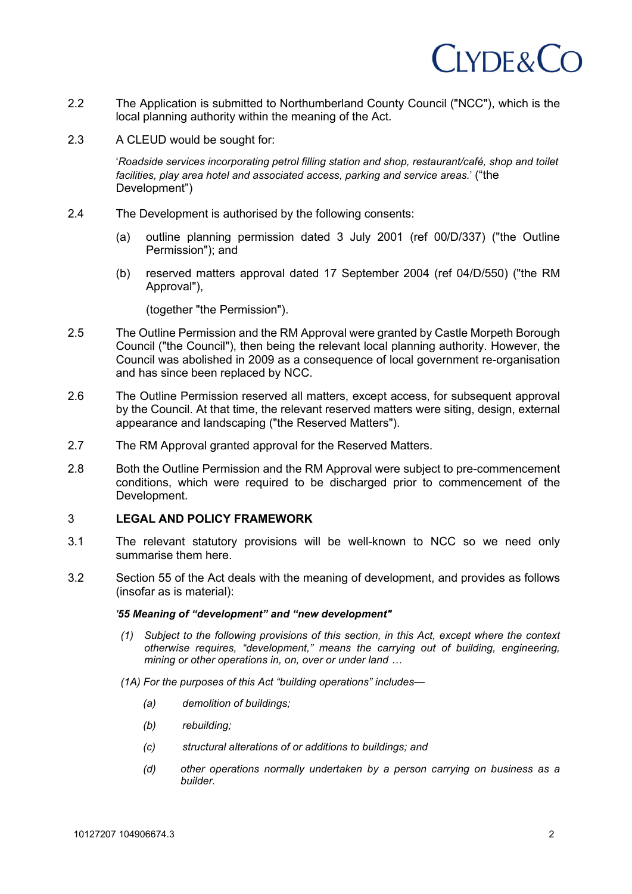2.2 The Application is submitted to Northumberland County Council ("NCC"), which is the local planning authority within the meaning of the Act.

2.3 A CLEUD would be sought for:

'*Roadside services incorporating petrol filling station and shop, restaurant/café, shop and toilet facilities, play area hotel and associated access, parking and service areas.*' ("the Development")

2.4 The Development is authorised by the following consents:

(a) outline planning permission dated 3 July 2001 (ref 00/D/337) ("the Outline Permission"); and

(b) reserved matters approval dated 17 September 2004 (ref 04/D/550) ("the RM Approval"),

(together "the Permission").

2.5 The Outline Permission and the RM Approval were granted by Castle Morpeth Borough Council ("the Council"), then being the relevant local planning authority. However, the Council was abolished in 2009 as a consequence of local government re-organisation and has since been replaced by NCC.

2.6 The Outline Permission reserved all matters, except access, for subsequent approval by the Council. At that time, the relevant reserved matters were siting, design, external appearance and landscaping ("the Reserved Matters").

2.7 The RM Approval granted approval for the Reserved Matters.

2.8 Both the Outline Permission and the RM Approval were subject to pre-commencement conditions, which were required to be discharged prior to commencement of the Development.

## 3 LEGAL AND POLICY FRAMEWORK

3.1 The relevant statutory provisions will be well-known to NCC so we need only summarise them here.

3.2 Section 55 of the Act deals with the meaning of development, and provides as follows (insofar as is material):

***'55 Meaning of "development" and "new development"***

*(1) Subject to the following provisions of this section, in this Act, except where the context otherwise requires, "development," means the carrying out of building, engineering, mining or other operations in, on, over or under land …*

*(1A) For the purposes of this Act "building operations" includes—*

*(a) demolition of buildings;*

*(b) rebuilding;*

*(c) structural alterations of or additions to buildings; and*

*(d) other operations normally undertaken by a person carrying on business as a builder.*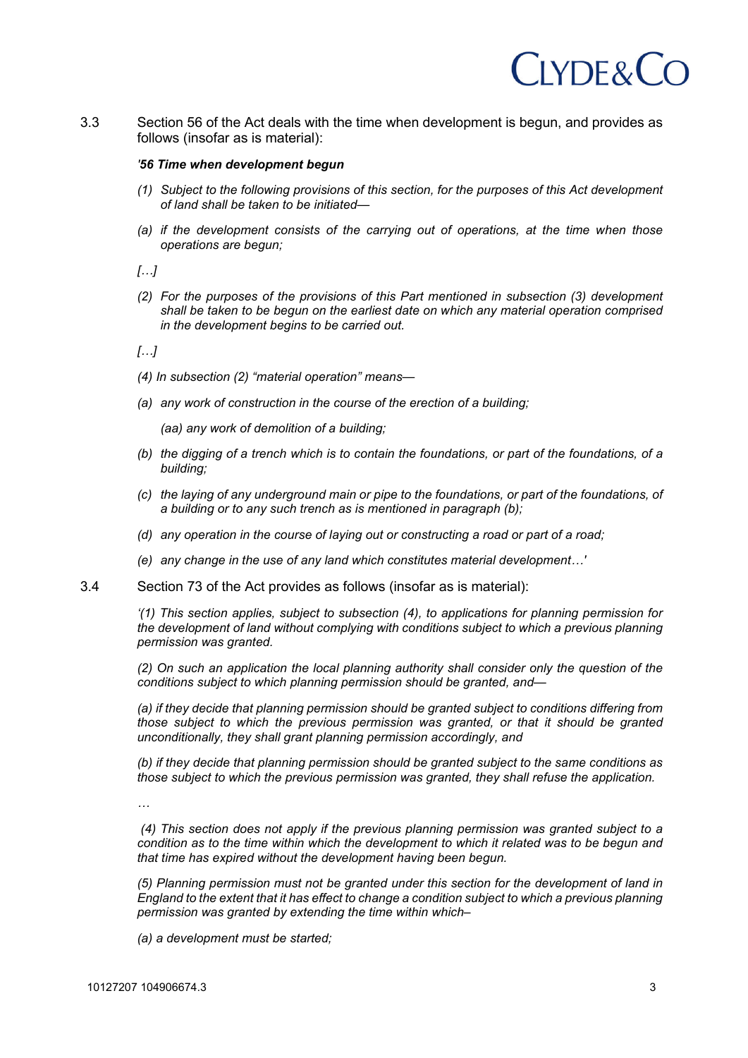3.3 Section 56 of the Act deals with the time when development is begun, and provides as follows (insofar as is material):

> ***'56 Time when development begun***
>
> *(1) Subject to the following provisions of this section, for the purposes of this Act development of land shall be taken to be initiated—*
>
> *(a) if the development consists of the carrying out of operations, at the time when those operations are begun;*
>
> *[…]*
>
> *(2) For the purposes of the provisions of this Part mentioned in subsection (3) development shall be taken to be begun on the earliest date on which any material operation comprised in the development begins to be carried out.*
>
> *[…]*
>
> *(4) In subsection (2) "material operation" means—*
>
> *(a) any work of construction in the course of the erection of a building;*
>
> *(aa) any work of demolition of a building;*
>
> *(b) the digging of a trench which is to contain the foundations, or part of the foundations, of a building;*
>
> *(c) the laying of any underground main or pipe to the foundations, or part of the foundations, of a building or to any such trench as is mentioned in paragraph (b);*
>
> *(d) any operation in the course of laying out or constructing a road or part of a road;*
>
> *(e) any change in the use of any land which constitutes material development…'*

3.4 Section 73 of the Act provides as follows (insofar as is material):

> *'(1) This section applies, subject to subsection (4), to applications for planning permission for the development of land without complying with conditions subject to which a previous planning permission was granted.*
>
> *(2) On such an application the local planning authority shall consider only the question of the conditions subject to which planning permission should be granted, and—*
>
> *(a) if they decide that planning permission should be granted subject to conditions differing from those subject to which the previous permission was granted, or that it should be granted unconditionally, they shall grant planning permission accordingly, and*
>
> *(b) if they decide that planning permission should be granted subject to the same conditions as those subject to which the previous permission was granted, they shall refuse the application.*
>
> *…*
>
> *(4) This section does not apply if the previous planning permission was granted subject to a condition as to the time within which the development to which it related was to be begun and that time has expired without the development having been begun.*
>
> *(5) Planning permission must not be granted under this section for the development of land in England to the extent that it has effect to change a condition subject to which a previous planning permission was granted by extending the time within which–*
>
> *(a) a development must be started;*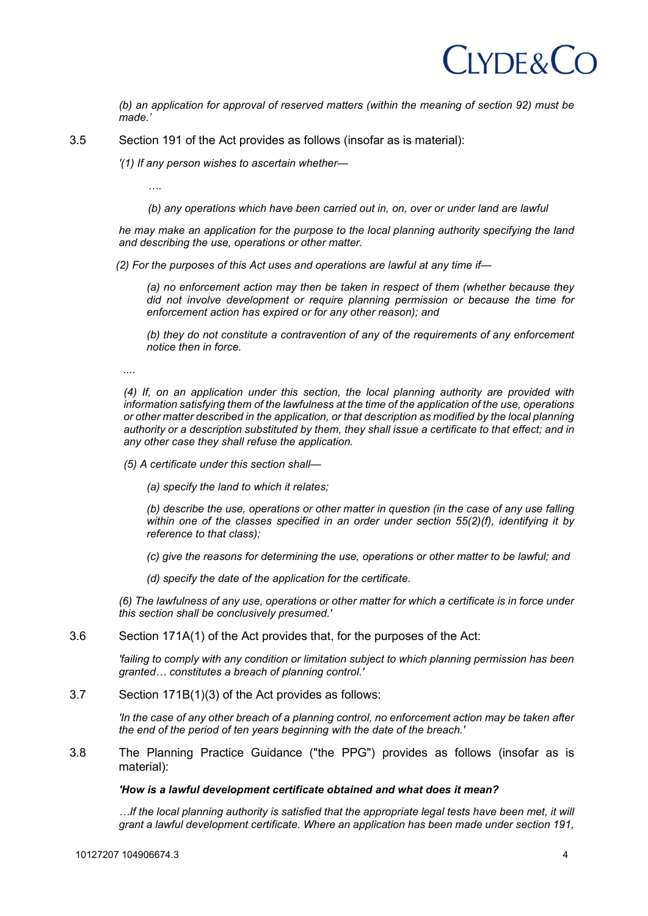*(b) an application for approval of reserved matters (within the meaning of section 92) must be made.'*

3.5 Section 191 of the Act provides as follows (insofar as is material):

> *'(1) If any person wishes to ascertain whether—*
>
> *….*
>
> *(b) any operations which have been carried out in, on, over or under land are lawful*
>
> *he may make an application for the purpose to the local planning authority specifying the land and describing the use, operations or other matter.*
>
> *(2) For the purposes of this Act uses and operations are lawful at any time if—*
>
> *(a) no enforcement action may then be taken in respect of them (whether because they did not involve development or require planning permission or because the time for enforcement action has expired or for any other reason); and*
>
> *(b) they do not constitute a contravention of any of the requirements of any enforcement notice then in force.*
>
> *....*
>
> *(4) If, on an application under this section, the local planning authority are provided with information satisfying them of the lawfulness at the time of the application of the use, operations or other matter described in the application, or that description as modified by the local planning authority or a description substituted by them, they shall issue a certificate to that effect; and in any other case they shall refuse the application.*
>
> *(5) A certificate under this section shall—*
>
> *(a) specify the land to which it relates;*
>
> *(b) describe the use, operations or other matter in question (in the case of any use falling within one of the classes specified in an order under section 55(2)(f), identifying it by reference to that class);*
>
> *(c) give the reasons for determining the use, operations or other matter to be lawful; and*
>
> *(d) specify the date of the application for the certificate.*
>
> *(6) The lawfulness of any use, operations or other matter for which a certificate is in force under this section shall be conclusively presumed.'*

3.6 Section 171A(1) of the Act provides that, for the purposes of the Act:

> *'failing to comply with any condition or limitation subject to which planning permission has been granted… constitutes a breach of planning control.'*

3.7 Section 171B(1)(3) of the Act provides as follows:

> *'In the case of any other breach of a planning control, no enforcement action may be taken after the end of the period of ten years beginning with the date of the breach.'*

3.8 The Planning Practice Guidance ("the PPG") provides as follows (insofar as is material):

> ***'How is a lawful development certificate obtained and what does it mean?***
>
> *…If the local planning authority is satisfied that the appropriate legal tests have been met, it will grant a lawful development certificate. Where an application has been made under section 191,*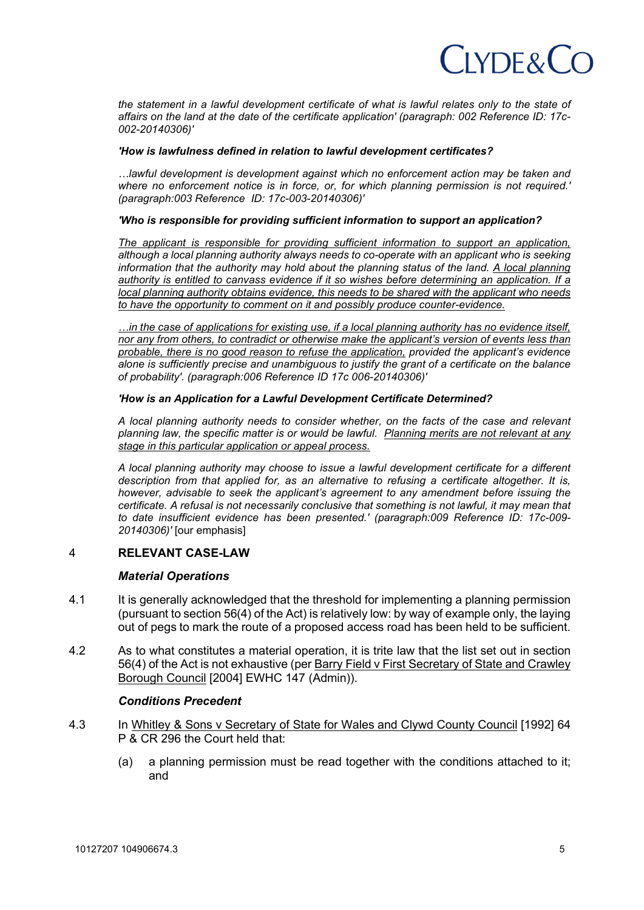*the statement in a lawful development certificate of what is lawful relates only to the state of affairs on the land at the date of the certificate application' (paragraph: 002 Reference ID: 17c-002-20140306)'*

***'How is lawfulness defined in relation to lawful development certificates?***

*…lawful development is development against which no enforcement action may be taken and where no enforcement notice is in force, or, for which planning permission is not required.' (paragraph:003 Reference ID: 17c-003-20140306)'*

***'Who is responsible for providing sufficient information to support an application?***

*<u>The applicant is responsible for providing sufficient information to support an application,</u> although a local planning authority always needs to co-operate with an applicant who is seeking information that the authority may hold about the planning status of the land. <u>A local planning authority is entitled to canvass evidence if it so wishes before determining an application. If a local planning authority obtains evidence, this needs to be shared with the applicant who needs to have the opportunity to comment on it and possibly produce counter-evidence.</u>*

*<u>…in the case of applications for existing use, if a local planning authority has no evidence itself, nor any from others, to contradict or otherwise make the applicant's version of events less than probable, there is no good reason to refuse the application,</u> provided the applicant's evidence alone is sufficiently precise and unambiguous to justify the grant of a certificate on the balance of probability'. (paragraph:006 Reference ID 17c 006-20140306)'*

***'How is an Application for a Lawful Development Certificate Determined?***

*A local planning authority needs to consider whether, on the facts of the case and relevant planning law, the specific matter is or would be lawful. <u>Planning merits are not relevant at any stage in this particular application or appeal process.</u>*

*A local planning authority may choose to issue a lawful development certificate for a different description from that applied for, as an alternative to refusing a certificate altogether. It is, however, advisable to seek the applicant's agreement to any amendment before issuing the certificate. A refusal is not necessarily conclusive that something is not lawful, it may mean that to date insufficient evidence has been presented.' (paragraph:009 Reference ID: 17c-009-20140306)'* [our emphasis]

## 4 RELEVANT CASE-LAW

### *Material Operations*

4.1 It is generally acknowledged that the threshold for implementing a planning permission (pursuant to section 56(4) of the Act) is relatively low: by way of example only, the laying out of pegs to mark the route of a proposed access road has been held to be sufficient.

4.2 As to what constitutes a material operation, it is trite law that the list set out in section 56(4) of the Act is not exhaustive (per <u>Barry Field v First Secretary of State and Crawley Borough Council</u> [2004] EWHC 147 (Admin)).

### *Conditions Precedent*

4.3 In <u>Whitley & Sons v Secretary of State for Wales and Clywd County Council</u> [1992] 64 P & CR 296 the Court held that:

(a) a planning permission must be read together with the conditions attached to it; and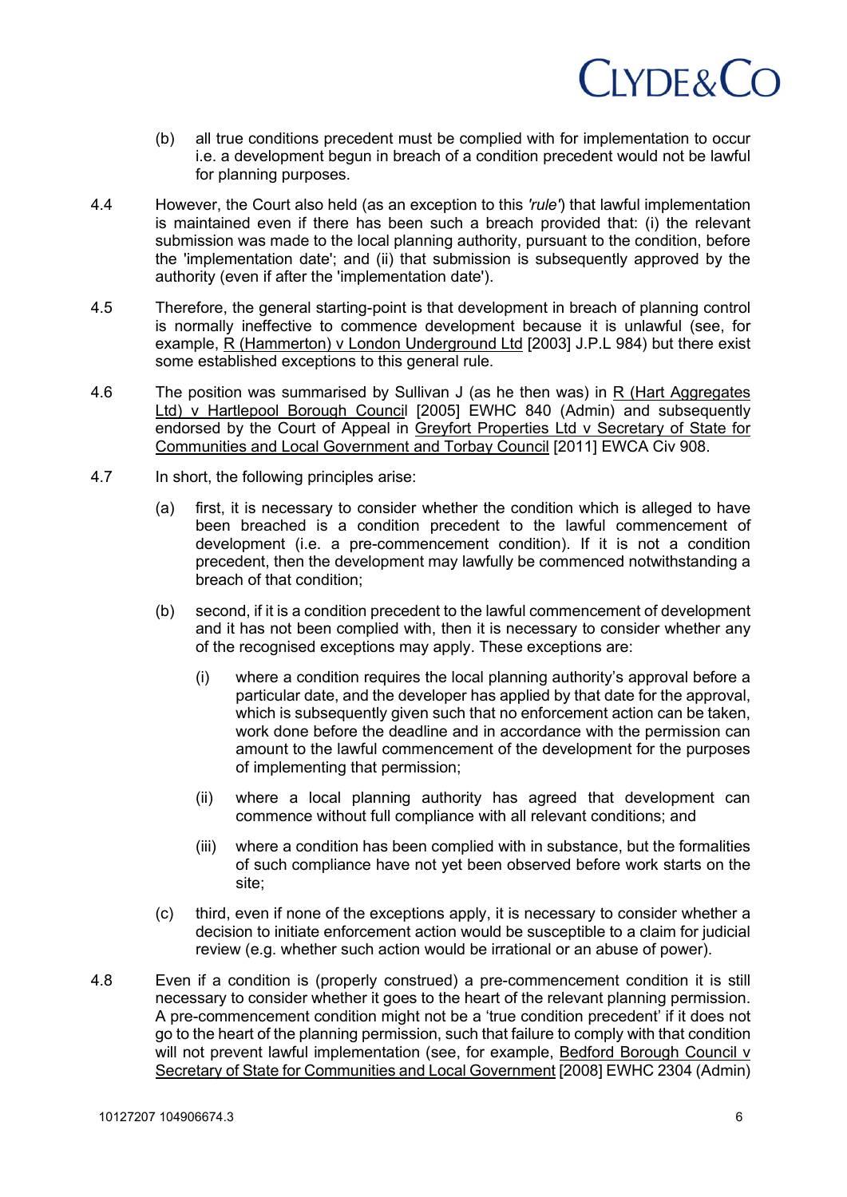(b) all true conditions precedent must be complied with for implementation to occur i.e. a development begun in breach of a condition precedent would not be lawful for planning purposes.

4.4 However, the Court also held (as an exception to this *'rule'*) that lawful implementation is maintained even if there has been such a breach provided that: (i) the relevant submission was made to the local planning authority, pursuant to the condition, before the 'implementation date'; and (ii) that submission is subsequently approved by the authority (even if after the 'implementation date').

4.5 Therefore, the general starting-point is that development in breach of planning control is normally ineffective to commence development because it is unlawful (see, for example, R (Hammerton) v London Underground Ltd [2003] J.P.L 984) but there exist some established exceptions to this general rule.

4.6 The position was summarised by Sullivan J (as he then was) in R (Hart Aggregates Ltd) v Hartlepool Borough Council [2005] EWHC 840 (Admin) and subsequently endorsed by the Court of Appeal in Greyfort Properties Ltd v Secretary of State for Communities and Local Government and Torbay Council [2011] EWCA Civ 908.

4.7 In short, the following principles arise:

(a) first, it is necessary to consider whether the condition which is alleged to have been breached is a condition precedent to the lawful commencement of development (i.e. a pre-commencement condition). If it is not a condition precedent, then the development may lawfully be commenced notwithstanding a breach of that condition;

(b) second, if it is a condition precedent to the lawful commencement of development and it has not been complied with, then it is necessary to consider whether any of the recognised exceptions may apply. These exceptions are:

(i) where a condition requires the local planning authority's approval before a particular date, and the developer has applied by that date for the approval, which is subsequently given such that no enforcement action can be taken, work done before the deadline and in accordance with the permission can amount to the lawful commencement of the development for the purposes of implementing that permission;

(ii) where a local planning authority has agreed that development can commence without full compliance with all relevant conditions; and

(iii) where a condition has been complied with in substance, but the formalities of such compliance have not yet been observed before work starts on the site;

(c) third, even if none of the exceptions apply, it is necessary to consider whether a decision to initiate enforcement action would be susceptible to a claim for judicial review (e.g. whether such action would be irrational or an abuse of power).

4.8 Even if a condition is (properly construed) a pre-commencement condition it is still necessary to consider whether it goes to the heart of the relevant planning permission. A pre-commencement condition might not be a 'true condition precedent' if it does not go to the heart of the planning permission, such that failure to comply with that condition will not prevent lawful implementation (see, for example, Bedford Borough Council v Secretary of State for Communities and Local Government [2008] EWHC 2304 (Admin)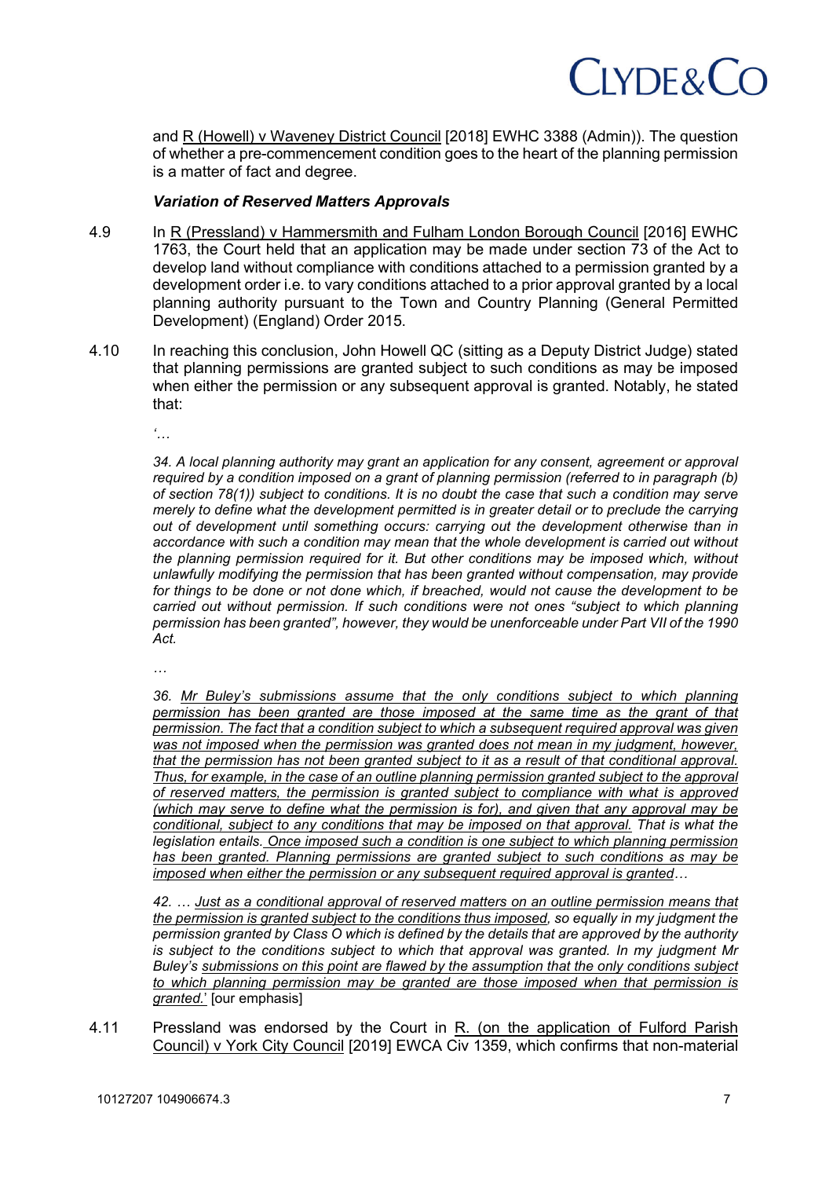and R (Howell) v Waveney District Council [2018] EWHC 3388 (Admin)). The question of whether a pre-commencement condition goes to the heart of the planning permission is a matter of fact and degree.

***Variation of Reserved Matters Approvals***

4.9 In R (Pressland) v Hammersmith and Fulham London Borough Council [2016] EWHC 1763, the Court held that an application may be made under section 73 of the Act to develop land without compliance with conditions attached to a permission granted by a development order i.e. to vary conditions attached to a prior approval granted by a local planning authority pursuant to the Town and Country Planning (General Permitted Development) (England) Order 2015.

4.10 In reaching this conclusion, John Howell QC (sitting as a Deputy District Judge) stated that planning permissions are granted subject to such conditions as may be imposed when either the permission or any subsequent approval is granted. Notably, he stated that:

*'…*

*34. A local planning authority may grant an application for any consent, agreement or approval required by a condition imposed on a grant of planning permission (referred to in paragraph (b) of section 78(1)) subject to conditions. It is no doubt the case that such a condition may serve merely to define what the development permitted is in greater detail or to preclude the carrying out of development until something occurs: carrying out the development otherwise than in accordance with such a condition may mean that the whole development is carried out without the planning permission required for it. But other conditions may be imposed which, without unlawfully modifying the permission that has been granted without compensation, may provide for things to be done or not done which, if breached, would not cause the development to be carried out without permission. If such conditions were not ones "subject to which planning permission has been granted", however, they would be unenforceable under Part VII of the 1990 Act.*

*…*

*36. Mr Buley's submissions assume that the only conditions subject to which planning permission has been granted are those imposed at the same time as the grant of that permission. The fact that a condition subject to which a subsequent required approval was given was not imposed when the permission was granted does not mean in my judgment, however, that the permission has not been granted subject to it as a result of that conditional approval. Thus, for example, in the case of an outline planning permission granted subject to the approval of reserved matters, the permission is granted subject to compliance with what is approved (which may serve to define what the permission is for), and given that any approval may be conditional, subject to any conditions that may be imposed on that approval. That is what the legislation entails. Once imposed such a condition is one subject to which planning permission has been granted. Planning permissions are granted subject to such conditions as may be imposed when either the permission or any subsequent required approval is granted…*

*42. … Just as a conditional approval of reserved matters on an outline permission means that the permission is granted subject to the conditions thus imposed, so equally in my judgment the permission granted by Class O which is defined by the details that are approved by the authority is subject to the conditions subject to which that approval was granted. In my judgment Mr Buley's submissions on this point are flawed by the assumption that the only conditions subject to which planning permission may be granted are those imposed when that permission is granted.'* [our emphasis]

4.11 Pressland was endorsed by the Court in R. (on the application of Fulford Parish Council) v York City Council [2019] EWCA Civ 1359, which confirms that non-material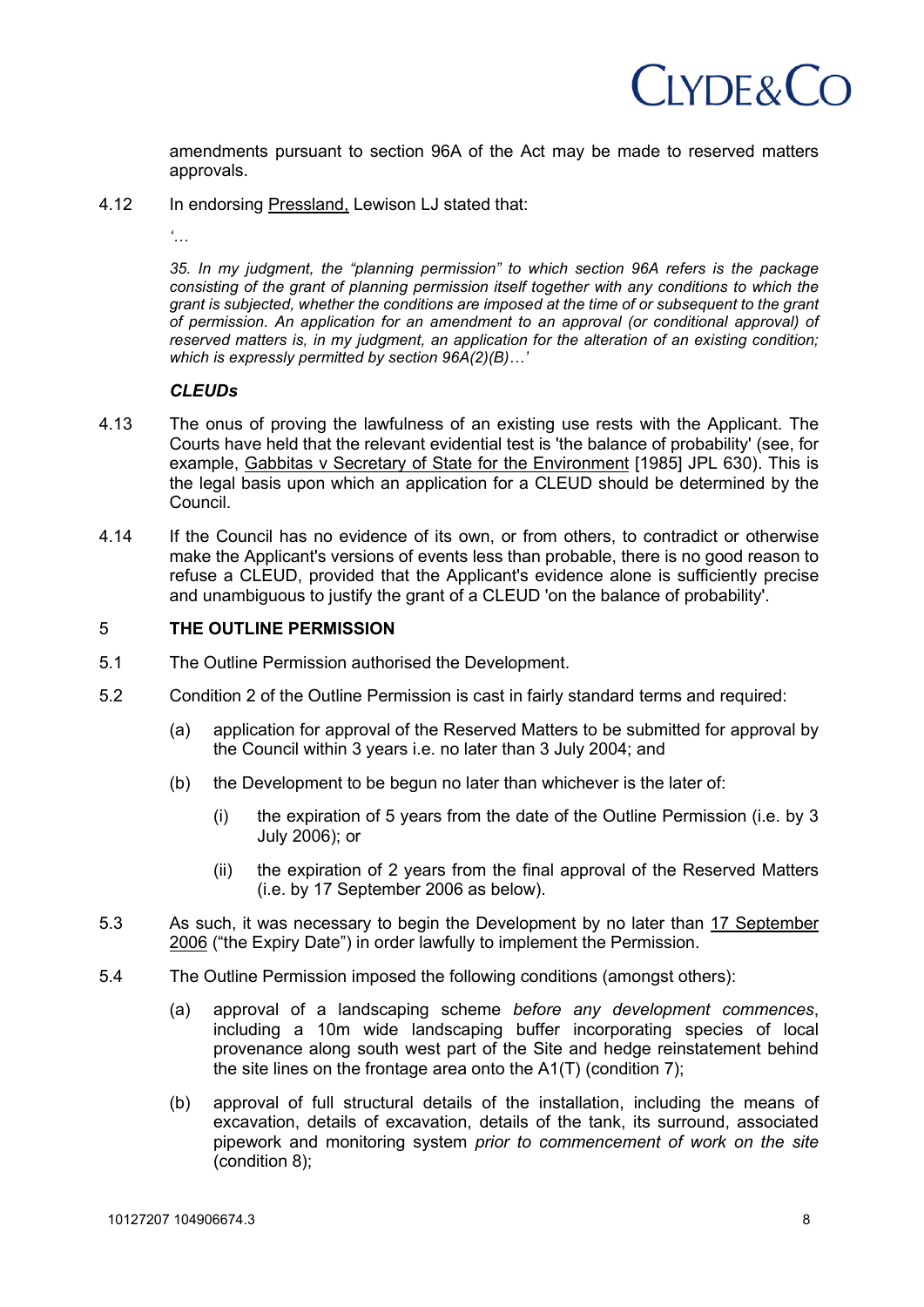amendments pursuant to section 96A of the Act may be made to reserved matters approvals.

4.12 In endorsing Pressland, Lewison LJ stated that:

*'…*

*35. In my judgment, the "planning permission" to which section 96A refers is the package consisting of the grant of planning permission itself together with any conditions to which the grant is subjected, whether the conditions are imposed at the time of or subsequent to the grant of permission. An application for an amendment to an approval (or conditional approval) of reserved matters is, in my judgment, an application for the alteration of an existing condition; which is expressly permitted by section 96A(2)(B)…'*

***CLEUDs***

4.13 The onus of proving the lawfulness of an existing use rests with the Applicant. The Courts have held that the relevant evidential test is 'the balance of probability' (see, for example, Gabbitas v Secretary of State for the Environment [1985] JPL 630). This is the legal basis upon which an application for a CLEUD should be determined by the Council.

4.14 If the Council has no evidence of its own, or from others, to contradict or otherwise make the Applicant's versions of events less than probable, there is no good reason to refuse a CLEUD, provided that the Applicant's evidence alone is sufficiently precise and unambiguous to justify the grant of a CLEUD 'on the balance of probability'.

## 5 THE OUTLINE PERMISSION

5.1 The Outline Permission authorised the Development.

5.2 Condition 2 of the Outline Permission is cast in fairly standard terms and required:

(a) application for approval of the Reserved Matters to be submitted for approval by the Council within 3 years i.e. no later than 3 July 2004; and

(b) the Development to be begun no later than whichever is the later of:

(i) the expiration of 5 years from the date of the Outline Permission (i.e. by 3 July 2006); or

(ii) the expiration of 2 years from the final approval of the Reserved Matters (i.e. by 17 September 2006 as below).

5.3 As such, it was necessary to begin the Development by no later than 17 September 2006 ("the Expiry Date") in order lawfully to implement the Permission.

5.4 The Outline Permission imposed the following conditions (amongst others):

(a) approval of a landscaping scheme *before any development commences*, including a 10m wide landscaping buffer incorporating species of local provenance along south west part of the Site and hedge reinstatement behind the site lines on the frontage area onto the A1(T) (condition 7);

(b) approval of full structural details of the installation, including the means of excavation, details of excavation, details of the tank, its surround, associated pipework and monitoring system *prior to commencement of work on the site* (condition 8);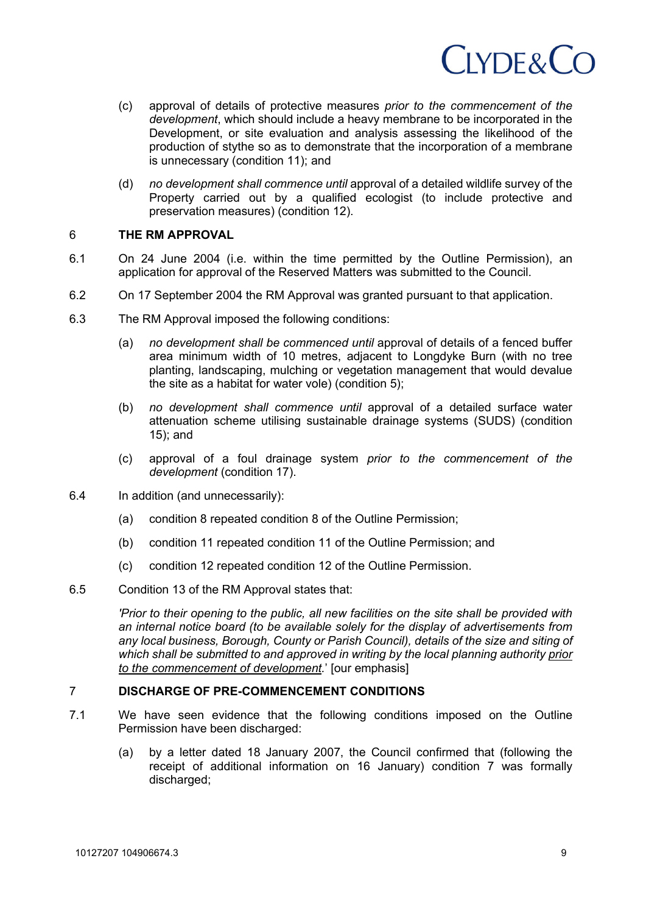(c) approval of details of protective measures *prior to the commencement of the development*, which should include a heavy membrane to be incorporated in the Development, or site evaluation and analysis assessing the likelihood of the production of stythe so as to demonstrate that the incorporation of a membrane is unnecessary (condition 11); and

(d) *no development shall commence until* approval of a detailed wildlife survey of the Property carried out by a qualified ecologist (to include protective and preservation measures) (condition 12).

## 6 THE RM APPROVAL

6.1 On 24 June 2004 (i.e. within the time permitted by the Outline Permission), an application for approval of the Reserved Matters was submitted to the Council.

6.2 On 17 September 2004 the RM Approval was granted pursuant to that application.

6.3 The RM Approval imposed the following conditions:

(a) *no development shall be commenced until* approval of details of a fenced buffer area minimum width of 10 metres, adjacent to Longdyke Burn (with no tree planting, landscaping, mulching or vegetation management that would devalue the site as a habitat for water vole) (condition 5);

(b) *no development shall commence until* approval of a detailed surface water attenuation scheme utilising sustainable drainage systems (SUDS) (condition 15); and

(c) approval of a foul drainage system *prior to the commencement of the development* (condition 17).

6.4 In addition (and unnecessarily):

(a) condition 8 repeated condition 8 of the Outline Permission;

(b) condition 11 repeated condition 11 of the Outline Permission; and

(c) condition 12 repeated condition 12 of the Outline Permission.

6.5 Condition 13 of the RM Approval states that:

*'Prior to their opening to the public, all new facilities on the site shall be provided with an internal notice board (to be available solely for the display of advertisements from any local business, Borough, County or Parish Council), details of the size and siting of which shall be submitted to and approved in writing by the local planning authority <u>prior to the commencement of development</u>.'* [our emphasis]

## 7 DISCHARGE OF PRE-COMMENCEMENT CONDITIONS

7.1 We have seen evidence that the following conditions imposed on the Outline Permission have been discharged:

(a) by a letter dated 18 January 2007, the Council confirmed that (following the receipt of additional information on 16 January) condition 7 was formally discharged;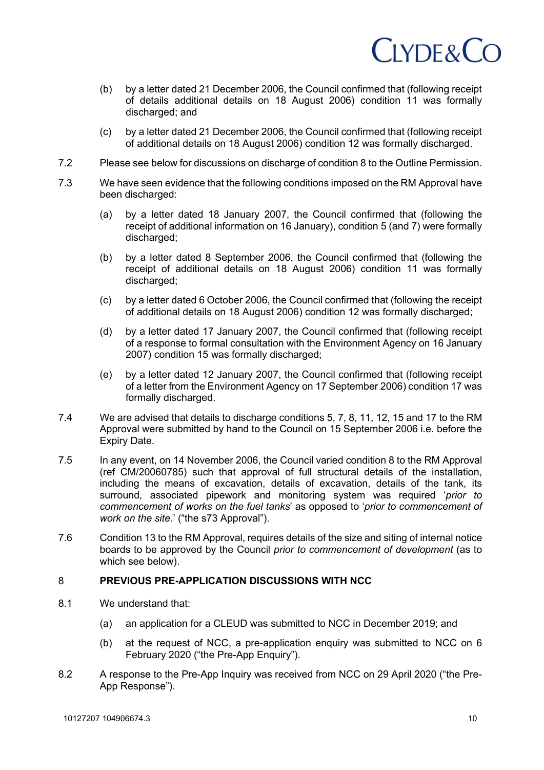(b) by a letter dated 21 December 2006, the Council confirmed that (following receipt of details additional details on 18 August 2006) condition 11 was formally discharged; and

(c) by a letter dated 21 December 2006, the Council confirmed that (following receipt of additional details on 18 August 2006) condition 12 was formally discharged.

7.2 Please see below for discussions on discharge of condition 8 to the Outline Permission.

7.3 We have seen evidence that the following conditions imposed on the RM Approval have been discharged:

(a) by a letter dated 18 January 2007, the Council confirmed that (following the receipt of additional information on 16 January), condition 5 (and 7) were formally discharged;

(b) by a letter dated 8 September 2006, the Council confirmed that (following the receipt of additional details on 18 August 2006) condition 11 was formally discharged;

(c) by a letter dated 6 October 2006, the Council confirmed that (following the receipt of additional details on 18 August 2006) condition 12 was formally discharged;

(d) by a letter dated 17 January 2007, the Council confirmed that (following receipt of a response to formal consultation with the Environment Agency on 16 January 2007) condition 15 was formally discharged;

(e) by a letter dated 12 January 2007, the Council confirmed that (following receipt of a letter from the Environment Agency on 17 September 2006) condition 17 was formally discharged.

7.4 We are advised that details to discharge conditions 5, 7, 8, 11, 12, 15 and 17 to the RM Approval were submitted by hand to the Council on 15 September 2006 i.e. before the Expiry Date.

7.5 In any event, on 14 November 2006, the Council varied condition 8 to the RM Approval (ref CM/20060785) such that approval of full structural details of the installation, including the means of excavation, details of excavation, details of the tank, its surround, associated pipework and monitoring system was required '*prior to commencement of works on the fuel tanks*' as opposed to '*prior to commencement of work on the site.*' ("the s73 Approval").

7.6 Condition 13 to the RM Approval, requires details of the size and siting of internal notice boards to be approved by the Council *prior to commencement of development* (as to which see below).

## 8 PREVIOUS PRE-APPLICATION DISCUSSIONS WITH NCC

8.1 We understand that:

(a) an application for a CLEUD was submitted to NCC in December 2019; and

(b) at the request of NCC, a pre-application enquiry was submitted to NCC on 6 February 2020 ("the Pre-App Enquiry").

8.2 A response to the Pre-App Inquiry was received from NCC on 29 April 2020 ("the Pre-App Response").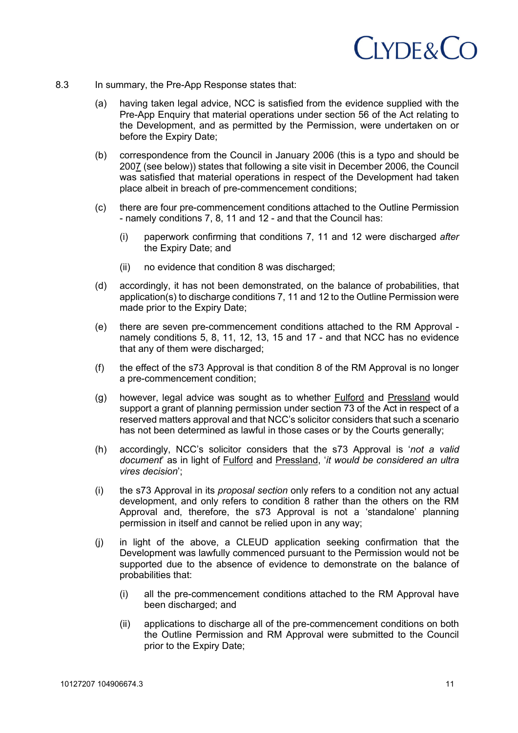8.3 In summary, the Pre-App Response states that:

(a) having taken legal advice, NCC is satisfied from the evidence supplied with the Pre-App Enquiry that material operations under section 56 of the Act relating to the Development, and as permitted by the Permission, were undertaken on or before the Expiry Date;

(b) correspondence from the Council in January 2006 (this is a typo and should be 200<u>7</u> (see below)) states that following a site visit in December 2006, the Council was satisfied that material operations in respect of the Development had taken place albeit in breach of pre-commencement conditions;

(c) there are four pre-commencement conditions attached to the Outline Permission - namely conditions 7, 8, 11 and 12 - and that the Council has:

(i) paperwork confirming that conditions 7, 11 and 12 were discharged *after* the Expiry Date; and

(ii) no evidence that condition 8 was discharged;

(d) accordingly, it has not been demonstrated, on the balance of probabilities, that application(s) to discharge conditions 7, 11 and 12 to the Outline Permission were made prior to the Expiry Date;

(e) there are seven pre-commencement conditions attached to the RM Approval - namely conditions 5, 8, 11, 12, 13, 15 and 17 - and that NCC has no evidence that any of them were discharged;

(f) the effect of the s73 Approval is that condition 8 of the RM Approval is no longer a pre-commencement condition;

(g) however, legal advice was sought as to whether <u>Fulford</u> and <u>Pressland</u> would support a grant of planning permission under section 73 of the Act in respect of a reserved matters approval and that NCC's solicitor considers that such a scenario has not been determined as lawful in those cases or by the Courts generally;

(h) accordingly, NCC's solicitor considers that the s73 Approval is '*not a valid document*' as in light of <u>Fulford</u> and <u>Pressland</u>, '*it would be considered an ultra vires decision*';

(i) the s73 Approval in its *proposal section* only refers to a condition not any actual development, and only refers to condition 8 rather than the others on the RM Approval and, therefore, the s73 Approval is not a 'standalone' planning permission in itself and cannot be relied upon in any way;

(j) in light of the above, a CLEUD application seeking confirmation that the Development was lawfully commenced pursuant to the Permission would not be supported due to the absence of evidence to demonstrate on the balance of probabilities that:

(i) all the pre-commencement conditions attached to the RM Approval have been discharged; and

(ii) applications to discharge all of the pre-commencement conditions on both the Outline Permission and RM Approval were submitted to the Council prior to the Expiry Date;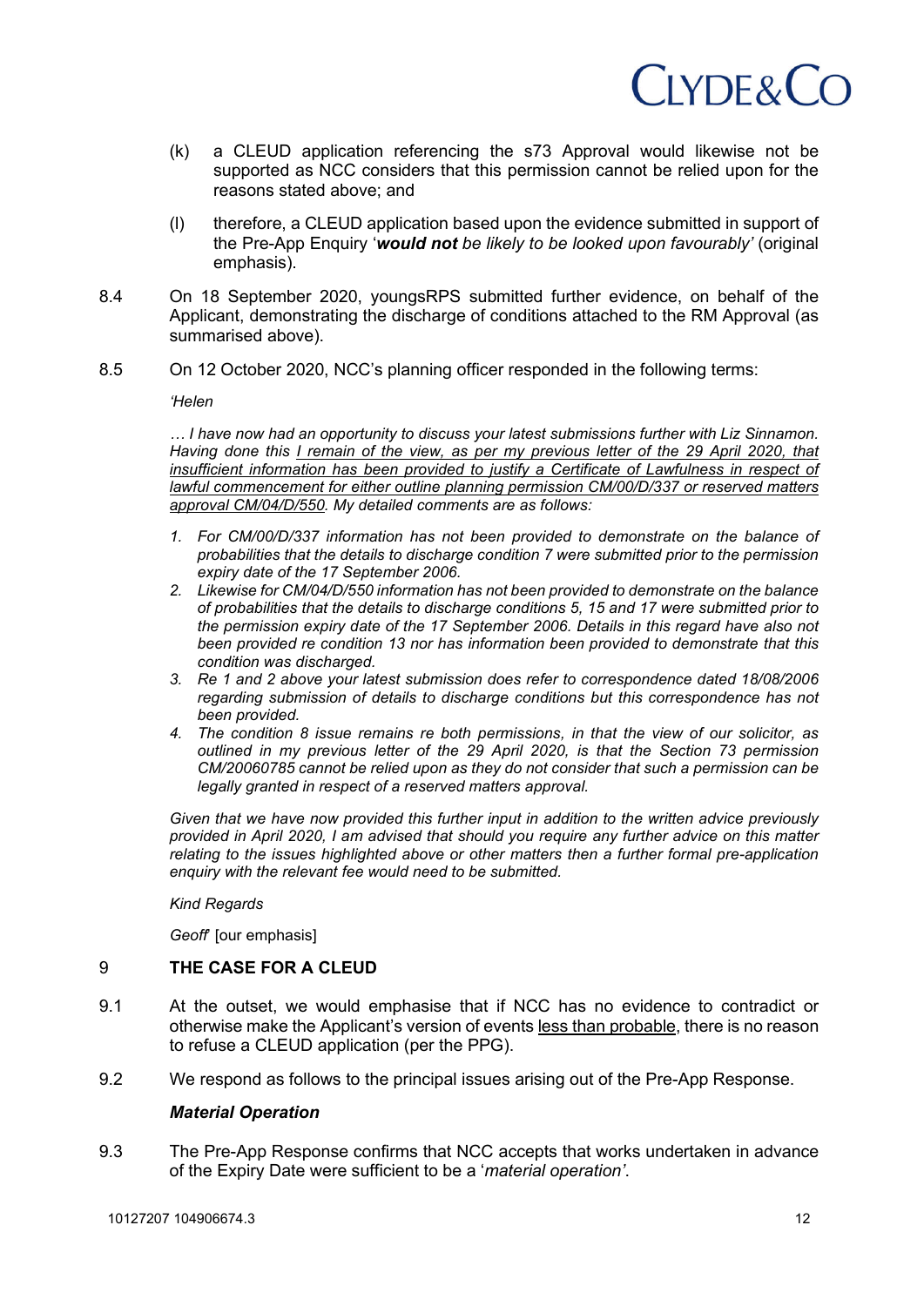(k) a CLEUD application referencing the s73 Approval would likewise not be supported as NCC considers that this permission cannot be relied upon for the reasons stated above; and

(l) therefore, a CLEUD application based upon the evidence submitted in support of the Pre-App Enquiry '***would not*** *be likely to be looked upon favourably'* (original emphasis).

8.4 On 18 September 2020, youngsRPS submitted further evidence, on behalf of the Applicant, demonstrating the discharge of conditions attached to the RM Approval (as summarised above).

8.5 On 12 October 2020, NCC's planning officer responded in the following terms:

*'Helen*

*… I have now had an opportunity to discuss your latest submissions further with Liz Sinnamon. Having done this <u>I remain of the view, as per my previous letter of the 29 April 2020, that insufficient information has been provided to justify a Certificate of Lawfulness in respect of lawful commencement for either outline planning permission CM/00/D/337 or reserved matters approval CM/04/D/550</u>. My detailed comments are as follows:*

1. *For CM/00/D/337 information has not been provided to demonstrate on the balance of probabilities that the details to discharge condition 7 were submitted prior to the permission expiry date of the 17 September 2006.*
2. *Likewise for CM/04/D/550 information has not been provided to demonstrate on the balance of probabilities that the details to discharge conditions 5, 15 and 17 were submitted prior to the permission expiry date of the 17 September 2006. Details in this regard have also not been provided re condition 13 nor has information been provided to demonstrate that this condition was discharged.*
3. *Re 1 and 2 above your latest submission does refer to correspondence dated 18/08/2006 regarding submission of details to discharge conditions but this correspondence has not been provided.*
4. *The condition 8 issue remains re both permissions, in that the view of our solicitor, as outlined in my previous letter of the 29 April 2020, is that the Section 73 permission CM/20060785 cannot be relied upon as they do not consider that such a permission can be legally granted in respect of a reserved matters approval.*

*Given that we have now provided this further input in addition to the written advice previously provided in April 2020, I am advised that should you require any further advice on this matter relating to the issues highlighted above or other matters then a further formal pre-application enquiry with the relevant fee would need to be submitted.*

*Kind Regards*

*Geoff'* [our emphasis]

## 9 THE CASE FOR A CLEUD

9.1 At the outset, we would emphasise that if NCC has no evidence to contradict or otherwise make the Applicant's version of events <u>less than probable</u>, there is no reason to refuse a CLEUD application (per the PPG).

9.2 We respond as follows to the principal issues arising out of the Pre-App Response.

***Material Operation***

9.3 The Pre-App Response confirms that NCC accepts that works undertaken in advance of the Expiry Date were sufficient to be a '*material operation'*.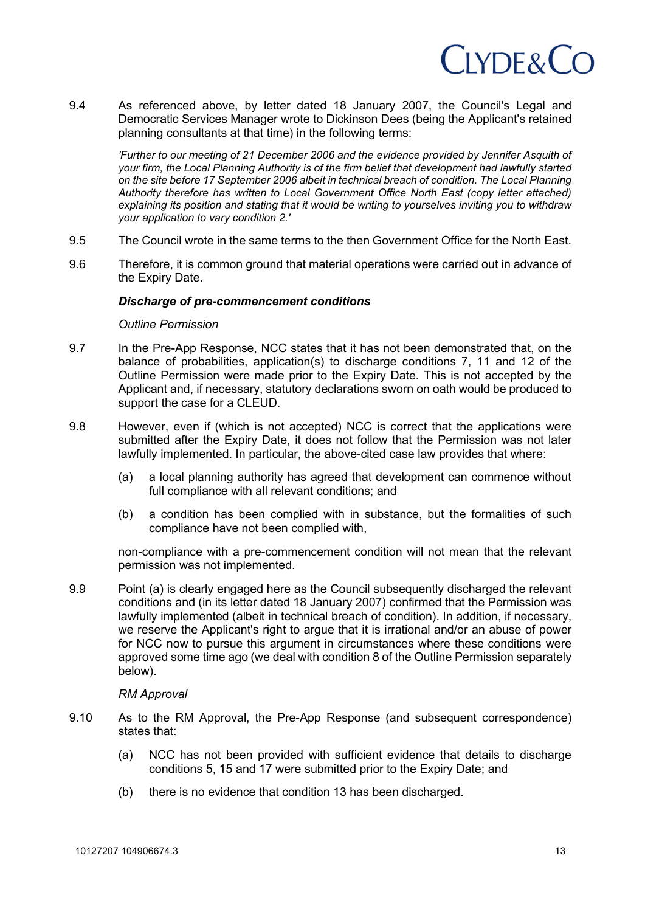9.4 As referenced above, by letter dated 18 January 2007, the Council's Legal and Democratic Services Manager wrote to Dickinson Dees (being the Applicant's retained planning consultants at that time) in the following terms:

> *'Further to our meeting of 21 December 2006 and the evidence provided by Jennifer Asquith of your firm, the Local Planning Authority is of the firm belief that development had lawfully started on the site before 17 September 2006 albeit in technical breach of condition. The Local Planning Authority therefore has written to Local Government Office North East (copy letter attached) explaining its position and stating that it would be writing to yourselves inviting you to withdraw your application to vary condition 2.'*

9.5 The Council wrote in the same terms to the then Government Office for the North East.

9.6 Therefore, it is common ground that material operations were carried out in advance of the Expiry Date.

***Discharge of pre-commencement conditions***

*Outline Permission*

9.7 In the Pre-App Response, NCC states that it has not been demonstrated that, on the balance of probabilities, application(s) to discharge conditions 7, 11 and 12 of the Outline Permission were made prior to the Expiry Date. This is not accepted by the Applicant and, if necessary, statutory declarations sworn on oath would be produced to support the case for a CLEUD.

9.8 However, even if (which is not accepted) NCC is correct that the applications were submitted after the Expiry Date, it does not follow that the Permission was not later lawfully implemented. In particular, the above-cited case law provides that where:

(a) a local planning authority has agreed that development can commence without full compliance with all relevant conditions; and

(b) a condition has been complied with in substance, but the formalities of such compliance have not been complied with,

non-compliance with a pre-commencement condition will not mean that the relevant permission was not implemented.

9.9 Point (a) is clearly engaged here as the Council subsequently discharged the relevant conditions and (in its letter dated 18 January 2007) confirmed that the Permission was lawfully implemented (albeit in technical breach of condition). In addition, if necessary, we reserve the Applicant's right to argue that it is irrational and/or an abuse of power for NCC now to pursue this argument in circumstances where these conditions were approved some time ago (we deal with condition 8 of the Outline Permission separately below).

*RM Approval*

9.10 As to the RM Approval, the Pre-App Response (and subsequent correspondence) states that:

(a) NCC has not been provided with sufficient evidence that details to discharge conditions 5, 15 and 17 were submitted prior to the Expiry Date; and

(b) there is no evidence that condition 13 has been discharged.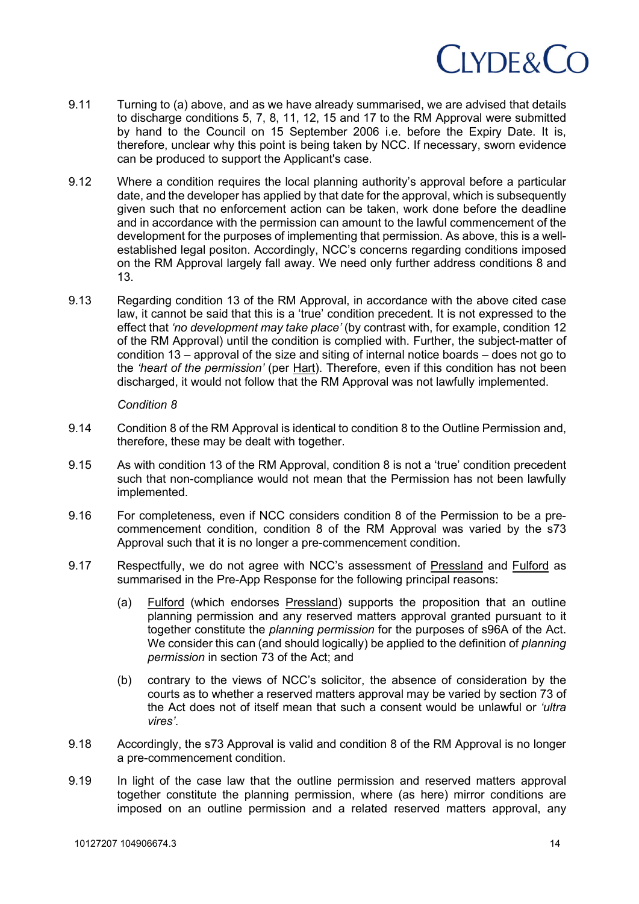9.11 Turning to (a) above, and as we have already summarised, we are advised that details to discharge conditions 5, 7, 8, 11, 12, 15 and 17 to the RM Approval were submitted by hand to the Council on 15 September 2006 i.e. before the Expiry Date. It is, therefore, unclear why this point is being taken by NCC. If necessary, sworn evidence can be produced to support the Applicant's case.

9.12 Where a condition requires the local planning authority's approval before a particular date, and the developer has applied by that date for the approval, which is subsequently given such that no enforcement action can be taken, work done before the deadline and in accordance with the permission can amount to the lawful commencement of the development for the purposes of implementing that permission. As above, this is a well-established legal positon. Accordingly, NCC's concerns regarding conditions imposed on the RM Approval largely fall away. We need only further address conditions 8 and 13.

9.13 Regarding condition 13 of the RM Approval, in accordance with the above cited case law, it cannot be said that this is a 'true' condition precedent. It is not expressed to the effect that *'no development may take place'* (by contrast with, for example, condition 12 of the RM Approval) until the condition is complied with. Further, the subject-matter of condition 13 – approval of the size and siting of internal notice boards – does not go to the *'heart of the permission'* (per <u>Hart</u>). Therefore, even if this condition has not been discharged, it would not follow that the RM Approval was not lawfully implemented.

*Condition 8*

9.14 Condition 8 of the RM Approval is identical to condition 8 to the Outline Permission and, therefore, these may be dealt with together.

9.15 As with condition 13 of the RM Approval, condition 8 is not a 'true' condition precedent such that non-compliance would not mean that the Permission has not been lawfully implemented.

9.16 For completeness, even if NCC considers condition 8 of the Permission to be a pre-commencement condition, condition 8 of the RM Approval was varied by the s73 Approval such that it is no longer a pre-commencement condition.

9.17 Respectfully, we do not agree with NCC's assessment of <u>Pressland</u> and <u>Fulford</u> as summarised in the Pre-App Response for the following principal reasons:

(a) <u>Fulford</u> (which endorses <u>Pressland</u>) supports the proposition that an outline planning permission and any reserved matters approval granted pursuant to it together constitute the *planning permission* for the purposes of s96A of the Act. We consider this can (and should logically) be applied to the definition of *planning permission* in section 73 of the Act; and

(b) contrary to the views of NCC's solicitor, the absence of consideration by the courts as to whether a reserved matters approval may be varied by section 73 of the Act does not of itself mean that such a consent would be unlawful or *'ultra vires'*.

9.18 Accordingly, the s73 Approval is valid and condition 8 of the RM Approval is no longer a pre-commencement condition.

9.19 In light of the case law that the outline permission and reserved matters approval together constitute the planning permission, where (as here) mirror conditions are imposed on an outline permission and a related reserved matters approval, any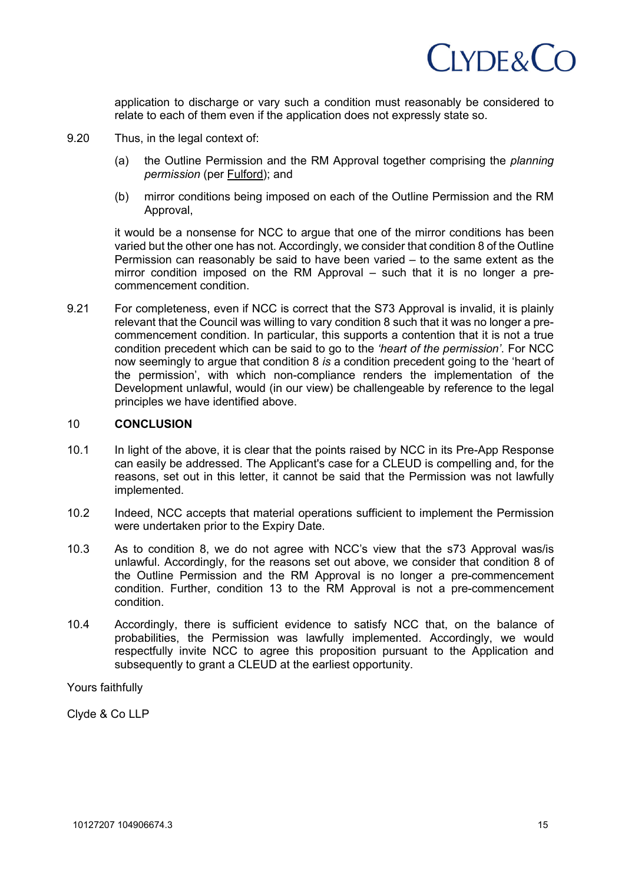application to discharge or vary such a condition must reasonably be considered to relate to each of them even if the application does not expressly state so.

9.20 Thus, in the legal context of:

(a) the Outline Permission and the RM Approval together comprising the *planning permission* (per Fulford); and

(b) mirror conditions being imposed on each of the Outline Permission and the RM Approval,

it would be a nonsense for NCC to argue that one of the mirror conditions has been varied but the other one has not. Accordingly, we consider that condition 8 of the Outline Permission can reasonably be said to have been varied – to the same extent as the mirror condition imposed on the RM Approval – such that it is no longer a pre-commencement condition.

9.21 For completeness, even if NCC is correct that the S73 Approval is invalid, it is plainly relevant that the Council was willing to vary condition 8 such that it was no longer a pre-commencement condition. In particular, this supports a contention that it is not a true condition precedent which can be said to go to the *'heart of the permission'*. For NCC now seemingly to argue that condition 8 *is* a condition precedent going to the 'heart of the permission', with which non-compliance renders the implementation of the Development unlawful, would (in our view) be challengeable by reference to the legal principles we have identified above.

## 10 CONCLUSION

10.1 In light of the above, it is clear that the points raised by NCC in its Pre-App Response can easily be addressed. The Applicant's case for a CLEUD is compelling and, for the reasons, set out in this letter, it cannot be said that the Permission was not lawfully implemented.

10.2 Indeed, NCC accepts that material operations sufficient to implement the Permission were undertaken prior to the Expiry Date.

10.3 As to condition 8, we do not agree with NCC's view that the s73 Approval was/is unlawful. Accordingly, for the reasons set out above, we consider that condition 8 of the Outline Permission and the RM Approval is no longer a pre-commencement condition. Further, condition 13 to the RM Approval is not a pre-commencement condition.

10.4 Accordingly, there is sufficient evidence to satisfy NCC that, on the balance of probabilities, the Permission was lawfully implemented. Accordingly, we would respectfully invite NCC to agree this proposition pursuant to the Application and subsequently to grant a CLEUD at the earliest opportunity.

Yours faithfully

Clyde & Co LLP

10127207 104906674.3